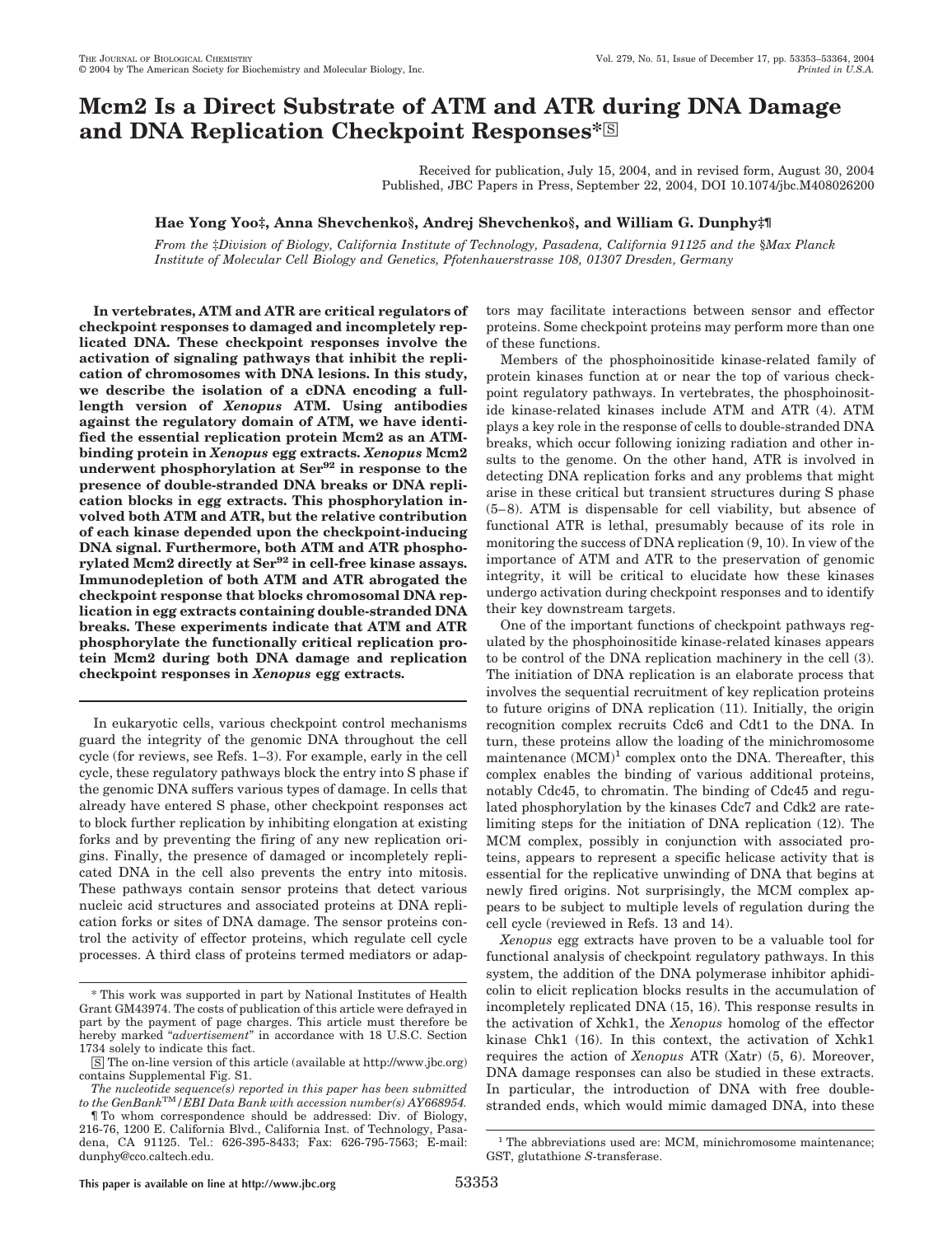# Mcm2 Is a Direct Substrate of ATM and ATR during DNA Damage and DNA Replication Checkpoint Responses*

Received for publication, July 15, 2004, and in revised form, August 30, 2004
Published, JBC Papers in Press, September 22, 2004, DOI 10.1074/jbc.M408026200

**Hae Yong Yoo‡, Anna Shevchenko§, Andrej Shevchenko§, and William G. Dunphy‡¶**

*From the ‡Division of Biology, California Institute of Technology, Pasadena, California 91125 and the §Max Planck Institute of Molecular Cell Biology and Genetics, Pfotenhauerstrasse 108, 01307 Dresden, Germany*

**In vertebrates, ATM and ATR are critical regulators of checkpoint responses to damaged and incompletely replicated DNA. These checkpoint responses involve the activation of signaling pathways that inhibit the replication of chromosomes with DNA lesions. In this study, we describe the isolation of a cDNA encoding a full-length version of *Xenopus* ATM. Using antibodies against the regulatory domain of ATM, we have identified the essential replication protein Mcm2 as an ATM-binding protein in *Xenopus* egg extracts. *Xenopus* Mcm2 underwent phosphorylation at Ser[92] in response to the presence of double-stranded DNA breaks or DNA replication blocks in egg extracts. This phosphorylation involved both ATM and ATR, but the relative contribution of each kinase depended upon the checkpoint-inducing DNA signal. Furthermore, both ATM and ATR phosphorylated Mcm2 directly at Ser[92] in cell-free kinase assays. Immunodepletion of both ATM and ATR abrogated the checkpoint response that blocks chromosomal DNA replication in egg extracts containing double-stranded DNA breaks. These experiments indicate that ATM and ATR phosphorylate the functionally critical replication protein Mcm2 during both DNA damage and replication checkpoint responses in *Xenopus* egg extracts.**

In eukaryotic cells, various checkpoint control mechanisms guard the integrity of the genomic DNA throughout the cell cycle (for reviews, see Refs. 1–3). For example, early in the cell cycle, these regulatory pathways block the entry into S phase if the genomic DNA suffers various types of damage. In cells that already have entered S phase, other checkpoint responses act to block further replication by inhibiting elongation at existing forks and by preventing the firing of any new replication origins. Finally, the presence of damaged or incompletely replicated DNA in the cell also prevents the entry into mitosis. These pathways contain sensor proteins that detect various nucleic acid structures and associated proteins at DNA replication forks or sites of DNA damage. The sensor proteins control the activity of effector proteins, which regulate cell cycle processes. A third class of proteins termed mediators or adaptors may facilitate interactions between sensor and effector proteins. Some checkpoint proteins may perform more than one of these functions.

Members of the phosphoinositide kinase-related family of protein kinases function at or near the top of various checkpoint regulatory pathways. In vertebrates, the phosphoinositide kinase-related kinases include ATM and ATR (4). ATM plays a key role in the response of cells to double-stranded DNA breaks, which occur following ionizing radiation and other insults to the genome. On the other hand, ATR is involved in detecting DNA replication forks and any problems that might arise in these critical but transient structures during S phase (5–8). ATM is dispensable for cell viability, but absence of functional ATR is lethal, presumably because of its role in monitoring the success of DNA replication (9, 10). In view of the importance of ATM and ATR to the preservation of genomic integrity, it will be critical to elucidate how these kinases undergo activation during checkpoint responses and to identify their key downstream targets.

One of the important functions of checkpoint pathways regulated by the phosphoinositide kinase-related kinases appears to be control of the DNA replication machinery in the cell (3). The initiation of DNA replication is an elaborate process that involves the sequential recruitment of key replication proteins to future origins of DNA replication (11). Initially, the origin recognition complex recruits Cdc6 and Cdt1 to the DNA. In turn, these proteins allow the loading of the minichromosome maintenance (MCM)[1] complex onto the DNA. Thereafter, this complex enables the binding of various additional proteins, notably Cdc45, to chromatin. The binding of Cdc45 and regulated phosphorylation by the kinases Cdc7 and Cdk2 are rate-limiting steps for the initiation of DNA replication (12). The MCM complex, possibly in conjunction with associated proteins, appears to represent a specific helicase activity that is essential for the replicative unwinding of DNA that begins at newly fired origins. Not surprisingly, the MCM complex appears to be subject to multiple levels of regulation during the cell cycle (reviewed in Refs. 13 and 14).

*Xenopus* egg extracts have proven to be a valuable tool for functional analysis of checkpoint regulatory pathways. In this system, the addition of the DNA polymerase inhibitor aphidicolin to elicit replication blocks results in the accumulation of incompletely replicated DNA (15, 16). This response results in the activation of Xchk1, the *Xenopus* homolog of the effector kinase Chk1 (16). In this context, the activation of Xchk1 requires the action of *Xenopus* ATR (Xatr) (5, 6). Moreover, DNA damage responses can also be studied in these extracts. In particular, the introduction of DNA with free double-stranded ends, which would mimic damaged DNA, into these

\* This work was supported in part by National Institutes of Health Grant GM43974. The costs of publication of this article were defrayed in part by the payment of page charges. This article must therefore be hereby marked "*advertisement*" in accordance with 18 U.S.C. Section 1734 solely to indicate this fact.

S The on-line version of this article (available at http://www.jbc.org) contains Supplemental Fig. S1.

*The nucleotide sequence(s) reported in this paper has been submitted to the GenBank™/EBI Data Bank with accession number(s) AY668954.*

¶ To whom correspondence should be addressed: Div. of Biology, 216-76, 1200 E. California Blvd., California Inst. of Technology, Pasadena, CA 91125. Tel.: 626-395-8433; Fax: 626-795-7563; E-mail: dunphy@cco.caltech.edu.

[1] The abbreviations used are: MCM, minichromosome maintenance; GST, glutathione *S*-transferase.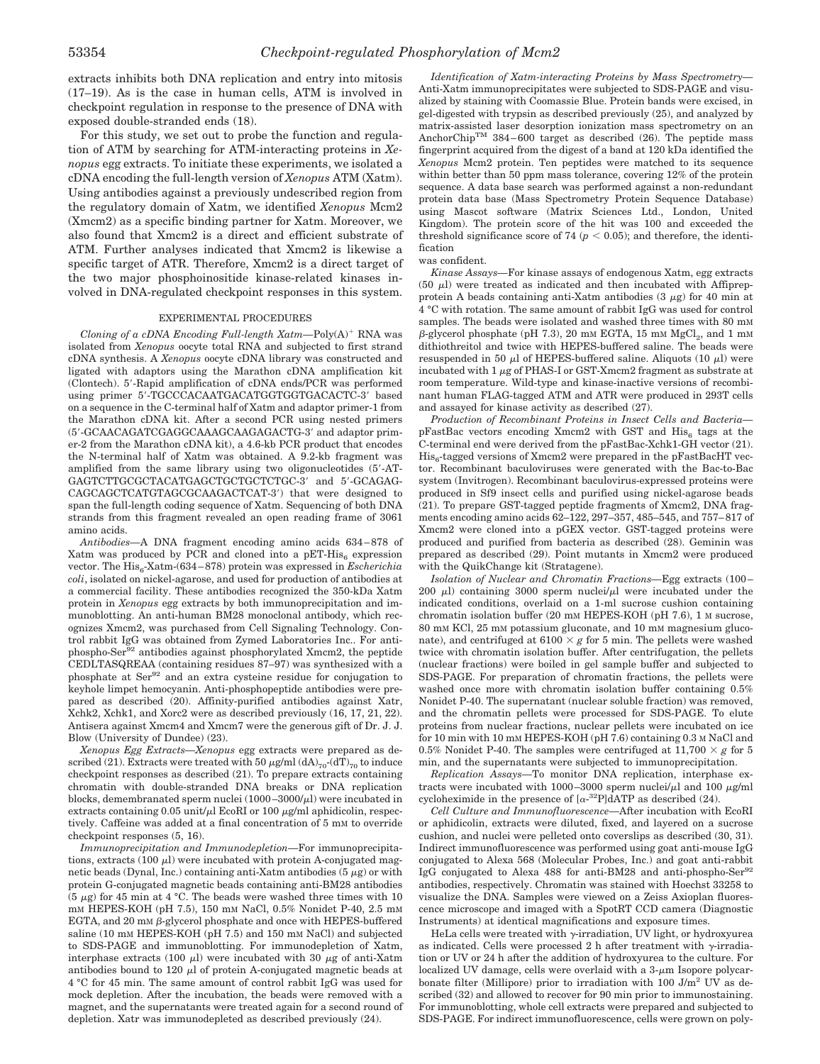extracts inhibits both DNA replication and entry into mitosis (17–19). As is the case in human cells, ATM is involved in checkpoint regulation in response to the presence of DNA with exposed double-stranded ends (18).

For this study, we set out to probe the function and regulation of ATM by searching for ATM-interacting proteins in *Xenopus* egg extracts. To initiate these experiments, we isolated a cDNA encoding the full-length version of *Xenopus* ATM (Xatm). Using antibodies against a previously undescribed region from the regulatory domain of Xatm, we identified *Xenopus* Mcm2 (Xmcm2) as a specific binding partner for Xatm. Moreover, we also found that Xmcm2 is a direct and efficient substrate of ATM. Further analyses indicated that Xmcm2 is likewise a specific target of ATR. Therefore, Xmcm2 is a direct target of the two major phosphoinositide kinase-related kinases involved in DNA-regulated checkpoint responses in this system.

## EXPERIMENTAL PROCEDURES

*Cloning of a cDNA Encoding Full-length Xatm*—Poly(A)$^+$ RNA was isolated from *Xenopus* oocyte total RNA and subjected to first strand cDNA synthesis. A *Xenopus* oocyte cDNA library was constructed and ligated with adaptors using the Marathon cDNA amplification kit (Clontech). 5′-Rapid amplification of cDNA ends/PCR was performed using primer 5′-TGCCCACAATGACATGGTGGTGACACTC-3′ based on a sequence in the C-terminal half of Xatm and adaptor primer-1 from the Marathon cDNA kit. After a second PCR using nested primers (5′-GCAACAGATCGAGGCAAAGCAAGAGACTG-3′ and adaptor primer-2 from the Marathon cDNA kit), a 4.6-kb PCR product that encodes the N-terminal half of Xatm was obtained. A 9.2-kb fragment was amplified from the same library using two oligonucleotides (5′-ATGAGTCTTGCGCTACATGAGCTGCTGCTCTGC-3′ and 5′-GCAGAGCAGCAGCTCATGTAGCGCAAGACTCAT-3′) that were designed to span the full-length coding sequence of Xatm. Sequencing of both DNA strands from this fragment revealed an open reading frame of 3061 amino acids.

*Antibodies*—A DNA fragment encoding amino acids 634–878 of Xatm was produced by PCR and cloned into a pET-His$_6$ expression vector. The His$_6$-Xatm-(634–878) protein was expressed in *Escherichia coli*, isolated on nickel-agarose, and used for production of antibodies at a commercial facility. These antibodies recognized the 350-kDa Xatm protein in *Xenopus* egg extracts by both immunoprecipitation and immunoblotting. An anti-human BM28 monoclonal antibody, which recognizes Xmcm2, was purchased from Cell Signaling Technology. Control rabbit IgG was obtained from Zymed Laboratories Inc.. For anti-phospho-Ser$^{92}$ antibodies against phosphorylated Xmcm2, the peptide CEDLTASQREAA (containing residues 87–97) was synthesized with a phosphate at Ser$^{92}$ and an extra cysteine residue for conjugation to keyhole limpet hemocyanin. Anti-phosphopeptide antibodies were prepared as described (20). Affinity-purified antibodies against Xatr, Xchk2, Xchk1, and Xorc2 were as described previously (16, 17, 21, 22). Antisera against Xmcm4 and Xmcm7 were the generous gift of Dr. J. J. Blow (University of Dundee) (23).

*Xenopus Egg Extracts*—*Xenopus* egg extracts were prepared as described (21). Extracts were treated with 50 μg/ml (dA)$_{70}$-(dT)$_{70}$ to induce checkpoint responses as described (21). To prepare extracts containing chromatin with double-stranded DNA breaks or DNA replication blocks, demembranated sperm nuclei (1000–3000/μl) were incubated in extracts containing 0.05 unit/μl EcoRI or 100 μg/ml aphidicolin, respectively. Caffeine was added at a final concentration of 5 mM to override checkpoint responses (5, 16).

*Immunoprecipitation and Immunodepletion*—For immunoprecipitations, extracts (100 μl) were incubated with protein A-conjugated magnetic beads (Dynal, Inc.) containing anti-Xatm antibodies (5 μg) or with protein G-conjugated magnetic beads containing anti-BM28 antibodies (5 μg) for 45 min at 4 °C. The beads were washed three times with 10 mM HEPES-KOH (pH 7.5), 150 mM NaCl, 0.5% Nonidet P-40, 2.5 mM EGTA, and 20 mM β-glycerol phosphate and once with HEPES-buffered saline (10 mM HEPES-KOH (pH 7.5) and 150 mM NaCl) and subjected to SDS-PAGE and immunoblotting. For immunodepletion of Xatm, interphase extracts (100 μl) were incubated with 30 μg of anti-Xatm antibodies bound to 120 μl of protein A-conjugated magnetic beads at 4 °C for 45 min. The same amount of control rabbit IgG was used for mock depletion. After the incubation, the beads were removed with a magnet, and the supernatants were treated again for a second round of depletion. Xatr was immunodepleted as described previously (24).

*Identification of Xatm-interacting Proteins by Mass Spectrometry*—Anti-Xatm immunoprecipitates were subjected to SDS-PAGE and visualized by staining with Coomassie Blue. Protein bands were excised, in gel-digested with trypsin as described previously (25), and analyzed by matrix-assisted laser desorption ionization mass spectrometry on an AnchorChip™ 384–600 target as described (26). The peptide mass fingerprint acquired from the digest of a band at 120 kDa identified the *Xenopus* Mcm2 protein. Ten peptides were matched to its sequence within better than 50 ppm mass tolerance, covering 12% of the protein sequence. A data base search was performed against a non-redundant protein data base (Mass Spectrometry Protein Sequence Database) using Mascot software (Matrix Sciences Ltd., London, United Kingdom). The protein score of the hit was 100 and exceeded the threshold significance score of 74 ($p < 0.05$); and therefore, the identification was confident.

*Kinase Assays*—For kinase assays of endogenous Xatm, egg extracts (50 μl) were treated as indicated and then incubated with Affiprep-protein A beads containing anti-Xatm antibodies (3 μg) for 40 min at 4 °C with rotation. The same amount of rabbit IgG was used for control samples. The beads were isolated and washed three times with 80 mM β-glycerol phosphate (pH 7.3), 20 mM EGTA, 15 mM $MgCl_2$, and 1 mM dithiothreitol and twice with HEPES-buffered saline. The beads were resuspended in 50 μl of HEPES-buffered saline. Aliquots (10 μl) were incubated with 1 μg of PHAS-I or GST-Xmcm2 fragment as substrate at room temperature. Wild-type and kinase-inactive versions of recombinant human FLAG-tagged ATM and ATR were produced in 293T cells and assayed for kinase activity as described (27).

*Production of Recombinant Proteins in Insect Cells and Bacteria*—pFastBac vectors encoding Xmcm2 with GST and His$_6$ tags at the C-terminal end were derived from the pFastBac-Xchk1-GH vector (21). His$_6$-tagged versions of Xmcm2 were prepared in the pFastBacHT vector. Recombinant baculoviruses were generated with the Bac-to-Bac system (Invitrogen). Recombinant baculovirus-expressed proteins were produced in Sf9 insect cells and purified using nickel-agarose beads (21). To prepare GST-tagged peptide fragments of Xmcm2, DNA fragments encoding amino acids 62–122, 297–357, 485–545, and 757–817 of Xmcm2 were cloned into a pGEX vector. GST-tagged proteins were produced and purified from bacteria as described (28). Geminin was prepared as described (29). Point mutants in Xmcm2 were produced with the QuikChange kit (Stratagene).

*Isolation of Nuclear and Chromatin Fractions*—Egg extracts (100–200 μl) containing 3000 sperm nuclei/μl were incubated under the indicated conditions, overlaid on a 1-ml sucrose cushion containing chromatin isolation buffer (20 mM HEPES-KOH (pH 7.6), 1 M sucrose, 80 mM KCl, 25 mM potassium gluconate, and 10 mM magnesium gluconate), and centrifuged at 6100 × *g* for 5 min. The pellets were washed twice with chromatin isolation buffer. After centrifugation, the pellets (nuclear fractions) were boiled in gel sample buffer and subjected to SDS-PAGE. For preparation of chromatin fractions, the pellets were washed once more with chromatin isolation buffer containing 0.5% Nonidet P-40. The supernatant (nuclear soluble fraction) was removed, and the chromatin pellets were processed for SDS-PAGE. To elute proteins from nuclear fractions, nuclear pellets were incubated on ice for 10 min with 10 mM HEPES-KOH (pH 7.6) containing 0.3 M NaCl and 0.5% Nonidet P-40. The samples were centrifuged at 11,700 × *g* for 5 min, and the supernatants were subjected to immunoprecipitation.

*Replication Assays*—To monitor DNA replication, interphase extracts were incubated with 1000–3000 sperm nuclei/μl and 100 μg/ml cycloheximide in the presence of [α-$^{32}$P]dATP as described (24).

*Cell Culture and Immunofluorescence*—After incubation with EcoRI or aphidicolin, extracts were diluted, fixed, and layered on a sucrose cushion, and nuclei were pelleted onto coverslips as described (30, 31). Indirect immunofluorescence was performed using goat anti-mouse IgG conjugated to Alexa 568 (Molecular Probes, Inc.) and goat anti-rabbit IgG conjugated to Alexa 488 for anti-BM28 and anti-phospho-Ser$^{92}$ antibodies, respectively. Chromatin was stained with Hoechst 33258 to visualize the DNA. Samples were viewed on a Zeiss Axioplan fluorescence microscope and imaged with a SpotRT CCD camera (Diagnostic Instruments) at identical magnifications and exposure times.

HeLa cells were treated with γ-irradiation, UV light, or hydroxyurea as indicated. Cells were processed 2 h after treatment with γ-irradiation or UV or 24 h after the addition of hydroxyurea to the culture. For localized UV damage, cells were overlaid with a 3-μm Isopore polycarbonate filter (Millipore) prior to irradiation with 100 J/m$^2$ UV as described (32) and allowed to recover for 90 min prior to immunostaining. For immunoblotting, whole cell extracts were prepared and subjected to SDS-PAGE. For indirect immunofluorescence, cells were grown on poly-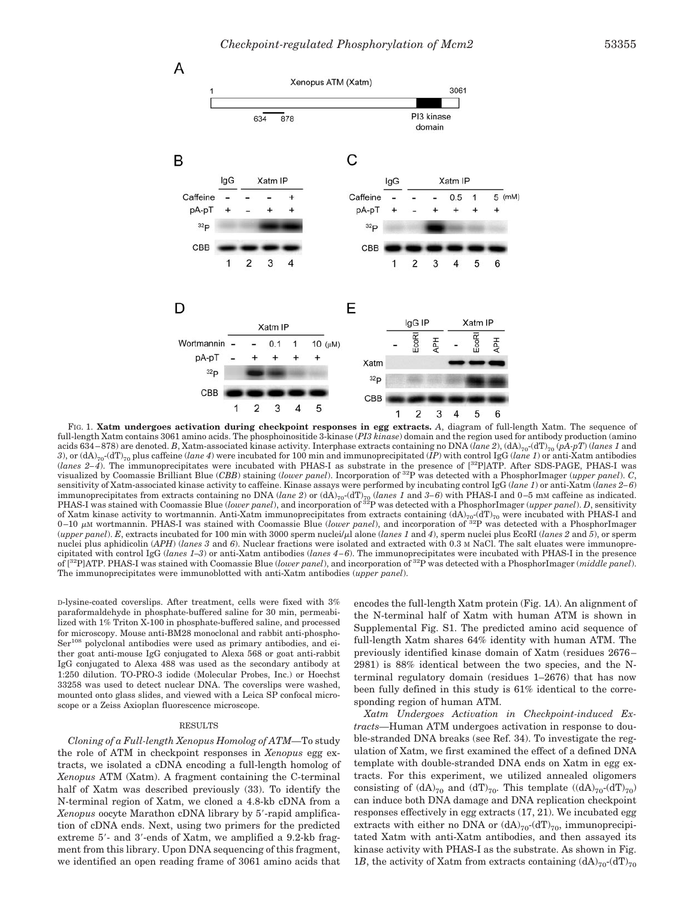FIG. 1. **Xatm undergoes activation during checkpoint responses in egg extracts.** *A*, diagram of full-length Xatm. The sequence of full-length Xatm contains 3061 amino acids. The phosphoinositide 3-kinase (*PI3 kinase*) domain and the region used for antibody production (amino acids 634–878) are denoted. *B*, Xatm-associated kinase activity. Interphase extracts containing no DNA (*lane 2*), $(dA)_{70}$-$(dT)_{70}$ (*pA-pT*) (*lanes 1* and *3*), or $(dA)_{70}$-$(dT)_{70}$ plus caffeine (*lane 4*) were incubated for 100 min and immunoprecipitated (*IP*) with control IgG (*lane 1*) or anti-Xatm antibodies (*lanes 2–4*). The immunoprecipitates were incubated with PHAS-I as substrate in the presence of [$^{32}$P]ATP. After SDS-PAGE, PHAS-I was visualized by Coomassie Brilliant Blue (*CBB*) staining (*lower panel*). Incorporation of $^{32}$P was detected with a PhosphorImager (*upper panel*). *C*, sensitivity of Xatm-associated kinase activity to caffeine. Kinase assays were performed by incubating control IgG (*lane 1*) or anti-Xatm (*lanes 2–6*) immunoprecipitates from extracts containing no DNA (*lane 2*) or $(dA)_{70}$-$(dT)_{70}$ (*lanes 1* and *3–6*) with PHAS-I and 0–5 mM caffeine as indicated. PHAS-I was stained with Coomassie Blue (*lower panel*), and incorporation of $^{32}$P was detected with a PhosphorImager (*upper panel*). *D*, sensitivity of Xatm kinase activity to wortmannin. Anti-Xatm immunoprecipitates from extracts containing $(dA)_{70}$-$(dT)_{70}$ were incubated with PHAS-I and 0–10 μM wortmannin. PHAS-I was stained with Coomassie Blue (*lower panel*), and incorporation of $^{32}$P was detected with a PhosphorImager (*upper panel*). *E*, extracts incubated for 100 min with 3000 sperm nuclei/μl alone (*lanes 1* and *4*), sperm nuclei plus EcoRI (*lanes 2* and *5*), or sperm nuclei plus aphidicolin (*APH*) (*lanes 3* and *6*). Nuclear fractions were isolated and extracted with 0.3 M NaCl. The salt eluates were immunoprecipitated with control IgG (*lanes 1–3*) or anti-Xatm antibodies (*lanes 4–6*). The immunoprecipitates were incubated with PHAS-I in the presence of [$^{32}$P]ATP. PHAS-I was stained with Coomassie Blue (*lower panel*), and incorporation of $^{32}$P was detected with a PhosphorImager (*middle panel*). The immunoprecipitates were immunoblotted with anti-Xatm antibodies (*upper panel*).

D-lysine-coated coverslips. After treatment, cells were fixed with 3% paraformaldehyde in phosphate-buffered saline for 30 min, permeabilized with 1% Triton X-100 in phosphate-buffered saline, and processed for microscopy. Mouse anti-BM28 monoclonal and rabbit anti-phospho-Ser$^{108}$ polyclonal antibodies were used as primary antibodies, and either goat anti-mouse IgG conjugated to Alexa 568 or goat anti-rabbit IgG conjugated to Alexa 488 was used as the secondary antibody at 1:250 dilution. TO-PRO-3 iodide (Molecular Probes, Inc.) or Hoechst 33258 was used to detect nuclear DNA. The coverslips were washed, mounted onto glass slides, and viewed with a Leica SP confocal microscope or a Zeiss Axioplan fluorescence microscope.

## RESULTS

*Cloning of a Full-length Xenopus Homolog of ATM*—To study the role of ATM in checkpoint responses in *Xenopus* egg extracts, we isolated a cDNA encoding a full-length homolog of *Xenopus* ATM (Xatm). A fragment containing the C-terminal half of Xatm was described previously (33). To identify the N-terminal region of Xatm, we cloned a 4.8-kb cDNA from a *Xenopus* oocyte Marathon cDNA library by 5′-rapid amplification of cDNA ends. Next, using two primers for the predicted extreme 5′- and 3′-ends of Xatm, we amplified a 9.2-kb fragment from this library. Upon DNA sequencing of this fragment, we identified an open reading frame of 3061 amino acids that encodes the full-length Xatm protein (Fig. 1*A*). An alignment of the N-terminal half of Xatm with human ATM is shown in Supplemental Fig. S1. The predicted amino acid sequence of full-length Xatm shares 64% identity with human ATM. The previously identified kinase domain of Xatm (residues 2676–2981) is 88% identical between the two species, and the N-terminal regulatory domain (residues 1–2676) that has now been fully defined in this study is 61% identical to the corresponding region of human ATM.

*Xatm Undergoes Activation in Checkpoint-induced Extracts*—Human ATM undergoes activation in response to double-stranded DNA breaks (see Ref. 34). To investigate the regulation of Xatm, we first examined the effect of a defined DNA template with double-stranded DNA ends on Xatm in egg extracts. For this experiment, we utilized annealed oligomers consisting of $(dA)_{70}$ and $(dT)_{70}$. This template ($(dA)_{70}$-$(dT)_{70}$) can induce both DNA damage and DNA replication checkpoint responses effectively in egg extracts (17, 21). We incubated egg extracts with either no DNA or $(dA)_{70}$-$(dT)_{70}$, immunoprecipitated Xatm with anti-Xatm antibodies, and then assayed its kinase activity with PHAS-I as the substrate. As shown in Fig. 1*B*, the activity of Xatm from extracts containing $(dA)_{70}$-$(dT)_{70}$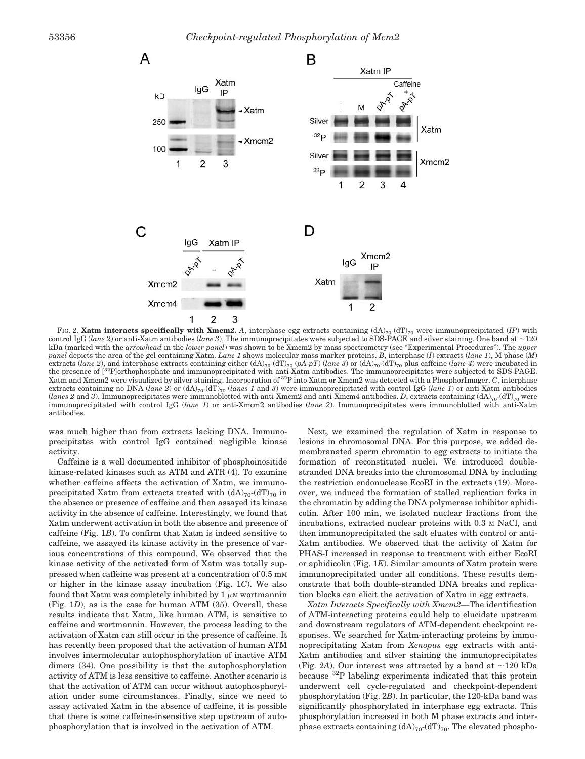Fig. 2. **Xatm interacts specifically with Xmcm2.** *A*, interphase egg extracts containing $(dA)_{70}$-$(dT)_{70}$ were immunoprecipitated (*IP*) with control IgG (*lane 2*) or anti-Xatm antibodies (*lane 3*). The immunoprecipitates were subjected to SDS-PAGE and silver staining. One band at ~120 kDa (marked with the *arrowhead* in the *lower panel*) was shown to be Xmcm2 by mass spectrometry (see "Experimental Procedures"). The *upper panel* depicts the area of the gel containing Xatm. *Lane 1* shows molecular mass marker proteins. *B*, interphase (*I*) extracts (*lane 1*), M phase (*M*) extracts (*lane 2*), and interphase extracts containing either $(dA)_{70}$-$(dT)_{70}$ (*pA-pT*) (*lane 3*) or $(dA)_{70}$-$(dT)_{70}$ plus caffeine (*lane 4*) were incubated in the presence of [$^{32}$P]orthophosphate and immunoprecipitated with anti-Xatm antibodies. The immunoprecipitates were subjected to SDS-PAGE. Xatm and Xmcm2 were visualized by silver staining. Incorporation of $^{32}$P into Xatm or Xmcm2 was detected with a PhosphorImager. *C*, interphase extracts containing no DNA (*lane 2*) or $(dA)_{70}$-$(dT)_{70}$ (*lanes 1* and *3*) were immunoprecipitated with control IgG (*lane 1*) or anti-Xatm antibodies (*lanes 2* and *3*). Immunoprecipitates were immunoblotted with anti-Xmcm2 and anti-Xmcm4 antibodies. *D*, extracts containing $(dA)_{70}$-$(dT)_{70}$ were immunoprecipitated with control IgG (*lane 1*) or anti-Xmcm2 antibodies (*lane 2*). Immunoprecipitates were immunoblotted with anti-Xatm antibodies.

was much higher than from extracts lacking DNA. Immunoprecipitates with control IgG contained negligible kinase activity.

Caffeine is a well documented inhibitor of phosphoinositide kinase-related kinases such as ATM and ATR (4). To examine whether caffeine affects the activation of Xatm, we immunoprecipitated Xatm from extracts treated with $(dA)_{70}$-$(dT)_{70}$ in the absence or presence of caffeine and then assayed its kinase activity in the absence of caffeine. Interestingly, we found that Xatm underwent activation in both the absence and presence of caffeine (Fig. 1*B*). To confirm that Xatm is indeed sensitive to caffeine, we assayed its kinase activity in the presence of various concentrations of this compound. We observed that the kinase activity of the activated form of Xatm was totally suppressed when caffeine was present at a concentration of 0.5 mM or higher in the kinase assay incubation (Fig. 1*C*). We also found that Xatm was completely inhibited by 1 μM wortmannin (Fig. 1*D*), as is the case for human ATM (35). Overall, these results indicate that Xatm, like human ATM, is sensitive to caffeine and wortmannin. However, the process leading to the activation of Xatm can still occur in the presence of caffeine. It has recently been proposed that the activation of human ATM involves intermolecular autophosphorylation of inactive ATM dimers (34). One possibility is that the autophosphorylation activity of ATM is less sensitive to caffeine. Another scenario is that the activation of ATM can occur without autophosphorylation under some circumstances. Finally, since we need to assay activated Xatm in the absence of caffeine, it is possible that there is some caffeine-insensitive step upstream of autophosphorylation that is involved in the activation of ATM.

Next, we examined the regulation of Xatm in response to lesions in chromosomal DNA. For this purpose, we added demembranated sperm chromatin to egg extracts to initiate the formation of reconstituted nuclei. We introduced double-stranded DNA breaks into the chromosomal DNA by including the restriction endonuclease EcoRI in the extracts (19). Moreover, we induced the formation of stalled replication forks in the chromatin by adding the DNA polymerase inhibitor aphidicolin. After 100 min, we isolated nuclear fractions from the incubations, extracted nuclear proteins with 0.3 M NaCl, and then immunoprecipitated the salt eluates with control or anti-Xatm antibodies. We observed that the activity of Xatm for PHAS-I increased in response to treatment with either EcoRI or aphidicolin (Fig. 1*E*). Similar amounts of Xatm protein were immunoprecipitated under all conditions. These results demonstrate that both double-stranded DNA breaks and replication blocks can elicit the activation of Xatm in egg extracts.

*Xatm Interacts Specifically with Xmcm2*—The identification of ATM-interacting proteins could help to elucidate upstream and downstream regulators of ATM-dependent checkpoint responses. We searched for Xatm-interacting proteins by immunoprecipitating Xatm from *Xenopus* egg extracts with anti-Xatm antibodies and silver staining the immunoprecipitates (Fig. 2*A*). Our interest was attracted by a band at ~120 kDa because $^{32}$P labeling experiments indicated that this protein underwent cell cycle-regulated and checkpoint-dependent phosphorylation (Fig. 2*B*). In particular, the 120-kDa band was significantly phosphorylated in interphase egg extracts. This phosphorylation increased in both M phase extracts and interphase extracts containing $(dA)_{70}$-$(dT)_{70}$. The elevated phospho-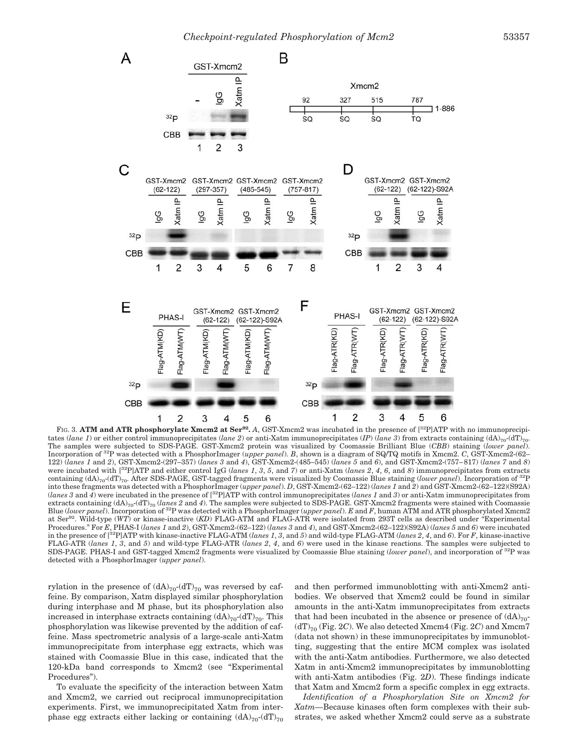FIG. 3. **ATM and ATR phosphorylate Xmcm2 at Ser[92].** *A*, GST-Xmcm2 was incubated in the presence of [$^{32}$P]ATP with no immunoprecipitates (*lane 1*) or either control immunoprecipitates (*lane 2*) or anti-Xatm immunoprecipitates (*IP*) (*lane 3*) from extracts containing $(dA)_{70}$-$(dT)_{70}$. The samples were subjected to SDS-PAGE. GST-Xmcm2 protein was visualized by Coomassie Brilliant Blue (*CBB*) staining (*lower panel*). Incorporation of $^{32}$P was detected with a PhosphorImager (*upper panel*). *B*, shown is a diagram of SQ/TQ motifs in Xmcm2. *C*, GST-Xmcm2-(62–122) (*lanes 1* and *2*), GST-Xmcm2-(297–357) (*lanes 3* and *4*), GST-Xmcm2-(485–545) (*lanes 5* and *6*), and GST-Xmcm2-(757–817) (*lanes 7* and *8*) were incubated with [$^{32}$P]ATP and either control IgG (*lanes 1*, *3*, *5*, and *7*) or anti-Xatm (*lanes 2*, *4*, *6*, and *8*) immunoprecipitates from extracts containing $(dA)_{70}$-$(dT)_{70}$. After SDS-PAGE, GST-tagged fragments were visualized by Coomassie Blue staining (*lower panel*). Incorporation of $^{32}$P into these fragments was detected with a PhosphorImager (*upper panel*). *D*, GST-Xmcm2-(62–122) (*lanes 1* and *2*) and GST-Xmcm2-(62–122)(S92A) (*lanes 3* and *4*) were incubated in the presence of [$^{32}$P]ATP with control immunoprecipitates (*lanes 1* and *3*) or anti-Xatm immunoprecipitates from extracts containing $(dA)_{70}$-$(dT)_{70}$ (*lanes 2* and *4*). The samples were subjected to SDS-PAGE. GST-Xmcm2 fragments were stained with Coomassie Blue (*lower panel*). Incorporation of $^{32}$P was detected with a PhosphorImager (*upper panel*). *E* and *F*, human ATM and ATR phosphorylated Xmcm2 at Ser[92]. Wild-type (*WT*) or kinase-inactive (*KD*) FLAG-ATM and FLAG-ATR were isolated from 293T cells as described under "Experimental Procedures." For *E*, PHAS-I (*lanes 1* and *2*), GST-Xmcm2-(62–122) (*lanes 3* and *4*), and GST-Xmcm2-(62–122)(S92A) (*lanes 5* and *6*) were incubated in the presence of [$^{32}$P]ATP with kinase-inactive FLAG-ATM (*lanes 1*, *3*, and *5*) and wild-type FLAG-ATM (*lanes 2*, *4*, and *6*). For *F*, kinase-inactive FLAG-ATR (*lanes 1*, *3*, and *5*) and wild-type FLAG-ATR (*lanes 2*, *4*, and *6*) were used in the kinase reactions. The samples were subjected to SDS-PAGE. PHAS-I and GST-tagged Xmcm2 fragments were visualized by Coomassie Blue staining (*lower panel*), and incorporation of $^{32}$P was detected with a PhosphorImager (*upper panel*).

rylation in the presence of $(dA)_{70}$-$(dT)_{70}$ was reversed by caffeine. By comparison, Xatm displayed similar phosphorylation during interphase and M phase, but its phosphorylation also increased in interphase extracts containing $(dA)_{70}$-$(dT)_{70}$. This phosphorylation was likewise prevented by the addition of caffeine. Mass spectrometric analysis of a large-scale anti-Xatm immunoprecipitate from interphase egg extracts, which was stained with Coomassie Blue in this case, indicated that the 120-kDa band corresponds to Xmcm2 (see "Experimental Procedures").

To evaluate the specificity of the interaction between Xatm and Xmcm2, we carried out reciprocal immunoprecipitation experiments. First, we immunoprecipitated Xatm from interphase egg extracts either lacking or containing $(dA)_{70}$-$(dT)_{70}$ and then performed immunoblotting with anti-Xmcm2 antibodies. We observed that Xmcm2 could be found in similar amounts in the anti-Xatm immunoprecipitates from extracts that had been incubated in the absence or presence of $(dA)_{70}$-$(dT)_{70}$ (Fig. 2*C*). We also detected Xmcm4 (Fig. 2*C*) and Xmcm7 (data not shown) in these immunoprecipitates by immunoblotting, suggesting that the entire MCM complex was isolated with the anti-Xatm antibodies. Furthermore, we also detected Xatm in anti-Xmcm2 immunoprecipitates by immunoblotting with anti-Xatm antibodies (Fig. 2*D*). These findings indicate that Xatm and Xmcm2 form a specific complex in egg extracts.

*Identification of a Phosphorylation Site on Xmcm2 for Xatm*—Because kinases often form complexes with their substrates, we asked whether Xmcm2 could serve as a substrate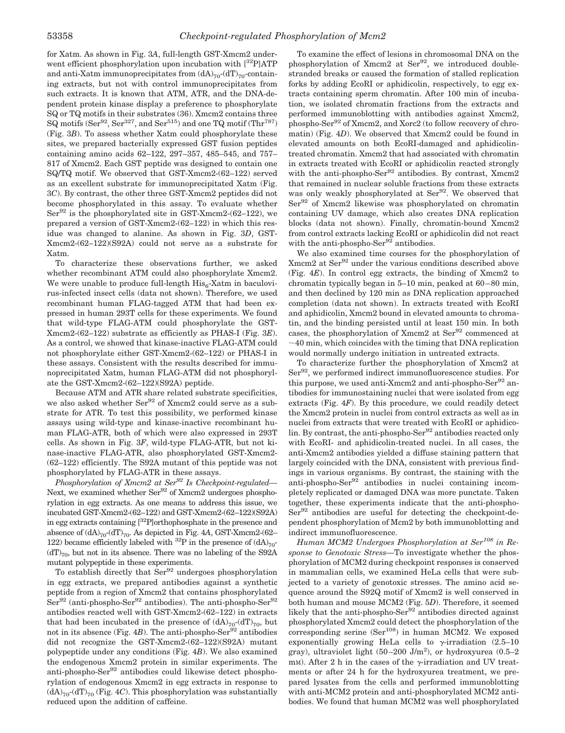for Xatm. As shown in Fig. 3*A*, full-length GST-Xmcm2 underwent efficient phosphorylation upon incubation with [$^{32}$P]ATP and anti-Xatm immunoprecipitates from $(dA)_{70}$-$(dT)_{70}$-containing extracts, but not with control immunoprecipitates from such extracts. It is known that ATM, ATR, and the DNA-dependent protein kinase display a preference to phosphorylate SQ or TQ motifs in their substrates (36). Xmcm2 contains three SQ motifs (Ser$^{92}$, Ser$^{327}$, and Ser$^{515}$) and one TQ motif (Thr$^{787}$) (Fig. 3*B*). To assess whether Xatm could phosphorylate these sites, we prepared bacterially expressed GST fusion peptides containing amino acids 62–122, 297–357, 485–545, and 757–817 of Xmcm2. Each GST peptide was designed to contain one SQ/TQ motif. We observed that GST-Xmcm2-(62–122) served as an excellent substrate for immunoprecipitated Xatm (Fig. 3*C*). By contrast, the other three GST-Xmcm2 peptides did not become phosphorylated in this assay. To evaluate whether Ser$^{92}$ is the phosphorylated site in GST-Xmcm2-(62–122), we prepared a version of GST-Xmcm2-(62–122) in which this residue was changed to alanine. As shown in Fig. 3*D*, GST-Xmcm2-(62–122)(S92A) could not serve as a substrate for Xatm.

To characterize these observations further, we asked whether recombinant ATM could also phosphorylate Xmcm2. We were unable to produce full-length His$_6$-Xatm in baculovirus-infected insect cells (data not shown). Therefore, we used recombinant human FLAG-tagged ATM that had been expressed in human 293T cells for these experiments. We found that wild-type FLAG-ATM could phosphorylate the GST-Xmcm2-(62–122) substrate as efficiently as PHAS-I (Fig. 3*E*). As a control, we showed that kinase-inactive FLAG-ATM could not phosphorylate either GST-Xmcm2-(62–122) or PHAS-I in these assays. Consistent with the results described for immunoprecipitated Xatm, human FLAG-ATM did not phosphorylate the GST-Xmcm2-(62–122)(S92A) peptide.

Because ATM and ATR share related substrate specificities, we also asked whether Ser$^{92}$ of Xmcm2 could serve as a substrate for ATR. To test this possibility, we performed kinase assays using wild-type and kinase-inactive recombinant human FLAG-ATR, both of which were also expressed in 293T cells. As shown in Fig. 3*F*, wild-type FLAG-ATR, but not kinase-inactive FLAG-ATR, also phosphorylated GST-Xmcm2-(62–122) efficiently. The S92A mutant of this peptide was not phosphorylated by FLAG-ATR in these assays.

*Phosphorylation of Xmcm2 at Ser$^{92}$ Is Checkpoint-regulated*—Next, we examined whether Ser$^{92}$ of Xmcm2 undergoes phosphorylation in egg extracts. As one means to address this issue, we incubated GST-Xmcm2-(62–122) and GST-Xmcm2-(62–122)(S92A) in egg extracts containing [$^{32}$P]orthophosphate in the presence and absence of $(dA)_{70}$-$(dT)_{70}$. As depicted in Fig. 4*A*, GST-Xmcm2-(62–122) became efficiently labeled with $^{32}$P in the presence of $(dA)_{70}$-$(dT)_{70}$, but not in its absence. There was no labeling of the S92A mutant polypeptide in these experiments.

To establish directly that Ser$^{92}$ undergoes phosphorylation in egg extracts, we prepared antibodies against a synthetic peptide from a region of Xmcm2 that contains phosphorylated Ser$^{92}$ (anti-phospho-Ser$^{92}$ antibodies). The anti-phospho-Ser$^{92}$ antibodies reacted well with GST-Xmcm2-(62–122) in extracts that had been incubated in the presence of $(dA)_{70}$-$(dT)_{70}$, but not in its absence (Fig. 4*B*). The anti-phospho-Ser$^{92}$ antibodies did not recognize the GST-Xmcm2-(62–122)(S92A) mutant polypeptide under any conditions (Fig. 4*B*). We also examined the endogenous Xmcm2 protein in similar experiments. The anti-phospho-Ser$^{92}$ antibodies could likewise detect phosphorylation of endogenous Xmcm2 in egg extracts in response to $(dA)_{70}$-$(dT)_{70}$ (Fig. 4*C*). This phosphorylation was substantially reduced upon the addition of caffeine.

To examine the effect of lesions in chromosomal DNA on the phosphorylation of Xmcm2 at Ser$^{92}$, we introduced double-stranded breaks or caused the formation of stalled replication forks by adding EcoRI or aphidicolin, respectively, to egg extracts containing sperm chromatin. After 100 min of incubation, we isolated chromatin fractions from the extracts and performed immunoblotting with antibodies against Xmcm2, phospho-Ser$^{92}$ of Xmcm2, and Xorc2 (to follow recovery of chromatin) (Fig. 4*D*). We observed that Xmcm2 could be found in elevated amounts on both EcoRI-damaged and aphidicolin-treated chromatin. Xmcm2 that had associated with chromatin in extracts treated with EcoRI or aphidicolin reacted strongly with the anti-phospho-Ser$^{92}$ antibodies. By contrast, Xmcm2 that remained in nuclear soluble fractions from these extracts was only weakly phosphorylated at Ser$^{92}$. We observed that Ser$^{92}$ of Xmcm2 likewise was phosphorylated on chromatin containing UV damage, which also creates DNA replication blocks (data not shown). Finally, chromatin-bound Xmcm2 from control extracts lacking EcoRI or aphidicolin did not react with the anti-phospho-Ser$^{92}$ antibodies.

We also examined time courses for the phosphorylation of Xmcm2 at Ser$^{92}$ under the various conditions described above (Fig. 4*E*). In control egg extracts, the binding of Xmcm2 to chromatin typically began in 5–10 min, peaked at 60–80 min, and then declined by 120 min as DNA replication approached completion (data not shown). In extracts treated with EcoRI and aphidicolin, Xmcm2 bound in elevated amounts to chromatin, and the binding persisted until at least 150 min. In both cases, the phosphorylation of Xmcm2 at Ser$^{92}$ commenced at ~40 min, which coincides with the timing that DNA replication would normally undergo initiation in untreated extracts.

To characterize further the phosphorylation of Xmcm2 at Ser$^{92}$, we performed indirect immunofluorescence studies. For this purpose, we used anti-Xmcm2 and anti-phospho-Ser$^{92}$ antibodies for immunostaining nuclei that were isolated from egg extracts (Fig. 4*F*). By this procedure, we could readily detect the Xmcm2 protein in nuclei from control extracts as well as in nuclei from extracts that were treated with EcoRI or aphidicolin. By contrast, the anti-phospho-Ser$^{92}$ antibodies reacted only with EcoRI- and aphidicolin-treated nuclei. In all cases, the anti-Xmcm2 antibodies yielded a diffuse staining pattern that largely coincided with the DNA, consistent with previous findings in various organisms. By contrast, the staining with the anti-phospho-Ser$^{92}$ antibodies in nuclei containing incompletely replicated or damaged DNA was more punctate. Taken together, these experiments indicate that the anti-phospho-Ser$^{92}$ antibodies are useful for detecting the checkpoint-dependent phosphorylation of Mcm2 by both immunoblotting and indirect immunofluorescence.

*Human MCM2 Undergoes Phosphorylation at Ser$^{108}$ in Response to Genotoxic Stress*—To investigate whether the phosphorylation of MCM2 during checkpoint responses is conserved in mammalian cells, we examined HeLa cells that were subjected to a variety of genotoxic stresses. The amino acid sequence around the S92Q motif of Xmcm2 is well conserved in both human and mouse MCM2 (Fig. 5*D*). Therefore, it seemed likely that the anti-phospho-Ser$^{92}$ antibodies directed against phosphorylated Xmcm2 could detect the phosphorylation of the corresponding serine (Ser$^{108}$) in human MCM2. We exposed exponentially growing HeLa cells to γ-irradiation (2.5–10 gray), ultraviolet light (50–200 J/m$^2$), or hydroxyurea (0.5–2 mM). After 2 h in the cases of the γ-irradiation and UV treatments or after 24 h for the hydroxyurea treatment, we prepared lysates from the cells and performed immunoblotting with anti-MCM2 protein and anti-phosphorylated MCM2 antibodies. We found that human MCM2 was well phosphorylated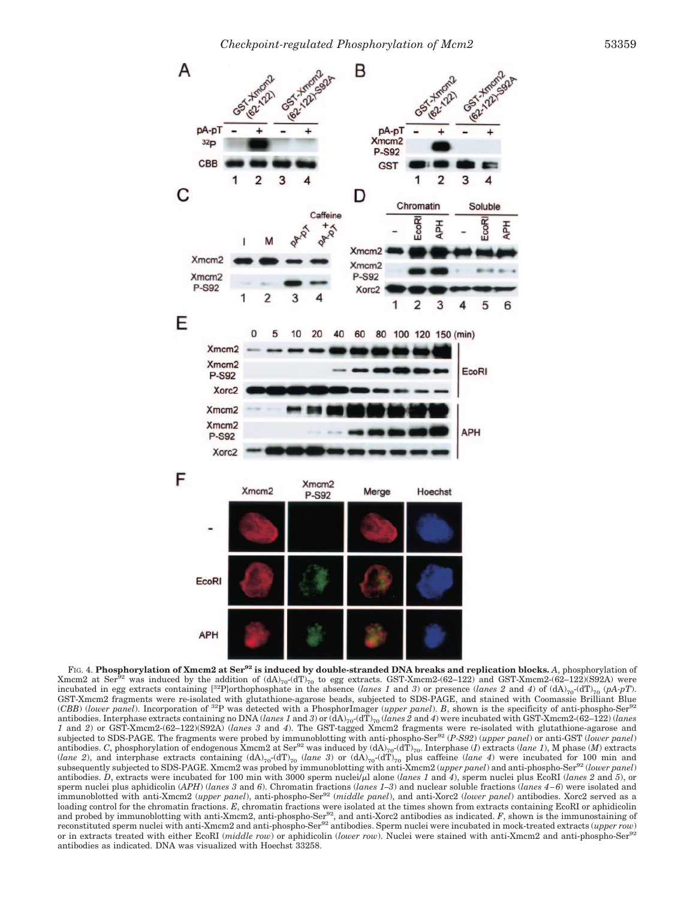FIG. 4. **Phosphorylation of Xmcm2 at Ser[92] is induced by double-stranded DNA breaks and replication blocks.** *A*, phosphorylation of Xmcm2 at Ser[92] was induced by the addition of $(dA)_{70}$-$(dT)_{70}$ to egg extracts. GST-Xmcm2-(62–122) and GST-Xmcm2-(62–122)(S92A) were incubated in egg extracts containing [$^{32}$P]orthophosphate in the absence (*lanes 1* and *3*) or presence (*lanes 2* and *4*) of $(dA)_{70}$-$(dT)_{70}$ (*pA-pT*). GST-Xmcm2 fragments were re-isolated with glutathione-agarose beads, subjected to SDS-PAGE, and stained with Coomassie Brilliant Blue (*CBB*) (*lower panel*). Incorporation of $^{32}$P was detected with a PhosphorImager (*upper panel*). *B*, shown is the specificity of anti-phospho-Ser[92] antibodies. Interphase extracts containing no DNA (*lanes 1* and *3*) or $(dA)_{70}$-$(dT)_{70}$ (*lanes 2* and *4*) were incubated with GST-Xmcm2-(62–122) (*lanes 1* and *2*) or GST-Xmcm2-(62–122)(S92A) (*lanes 3* and *4*). The GST-tagged Xmcm2 fragments were re-isolated with glutathione-agarose and subjected to SDS-PAGE. The fragments were probed by immunoblotting with anti-phospho-Ser[92] (*P-S92*) (*upper panel*) or anti-GST (*lower panel*) antibodies. *C*, phosphorylation of endogenous Xmcm2 at Ser[92] was induced by $(dA)_{70}$-$(dT)_{70}$. Interphase (*I*) extracts (*lane 1*), M phase (*M*) extracts (*lane 2*), and interphase extracts containing $(dA)_{70}$-$(dT)_{70}$ (*lane 3*) or $(dA)_{70}$-$(dT)_{70}$ plus caffeine (*lane 4*) were incubated for 100 min and subsequently subjected to SDS-PAGE. Xmcm2 was probed by immunoblotting with anti-Xmcm2 (*upper panel*) and anti-phospho-Ser[92] (*lower panel*) antibodies. *D*, extracts were incubated for 100 min with 3000 sperm nuclei/μl alone (*lanes 1* and *4*), sperm nuclei plus EcoRI (*lanes 2* and *5*), or sperm nuclei plus aphidicolin (*APH*) (*lanes 3* and *6*). Chromatin fractions (*lanes 1–3*) and nuclear soluble fractions (*lanes 4–6*) were isolated and immunoblotted with anti-Xmcm2 (*upper panel*), anti-phospho-Ser[92] (*middle panel*), and anti-Xorc2 (*lower panel*) antibodies. Xorc2 served as a loading control for the chromatin fractions. *E*, chromatin fractions were isolated at the times shown from extracts containing EcoRI or aphidicolin and probed by immunoblotting with anti-Xmcm2, anti-phospho-Ser[92], and anti-Xorc2 antibodies as indicated. *F*, shown is the immunostaining of reconstituted sperm nuclei with anti-Xmcm2 and anti-phospho-Ser[92] antibodies. Sperm nuclei were incubated in mock-treated extracts (*upper row*) or in extracts treated with either EcoRI (*middle row*) or aphidicolin (*lower row*). Nuclei were stained with anti-Xmcm2 and anti-phospho-Ser[92] antibodies as indicated. DNA was visualized with Hoechst 33258.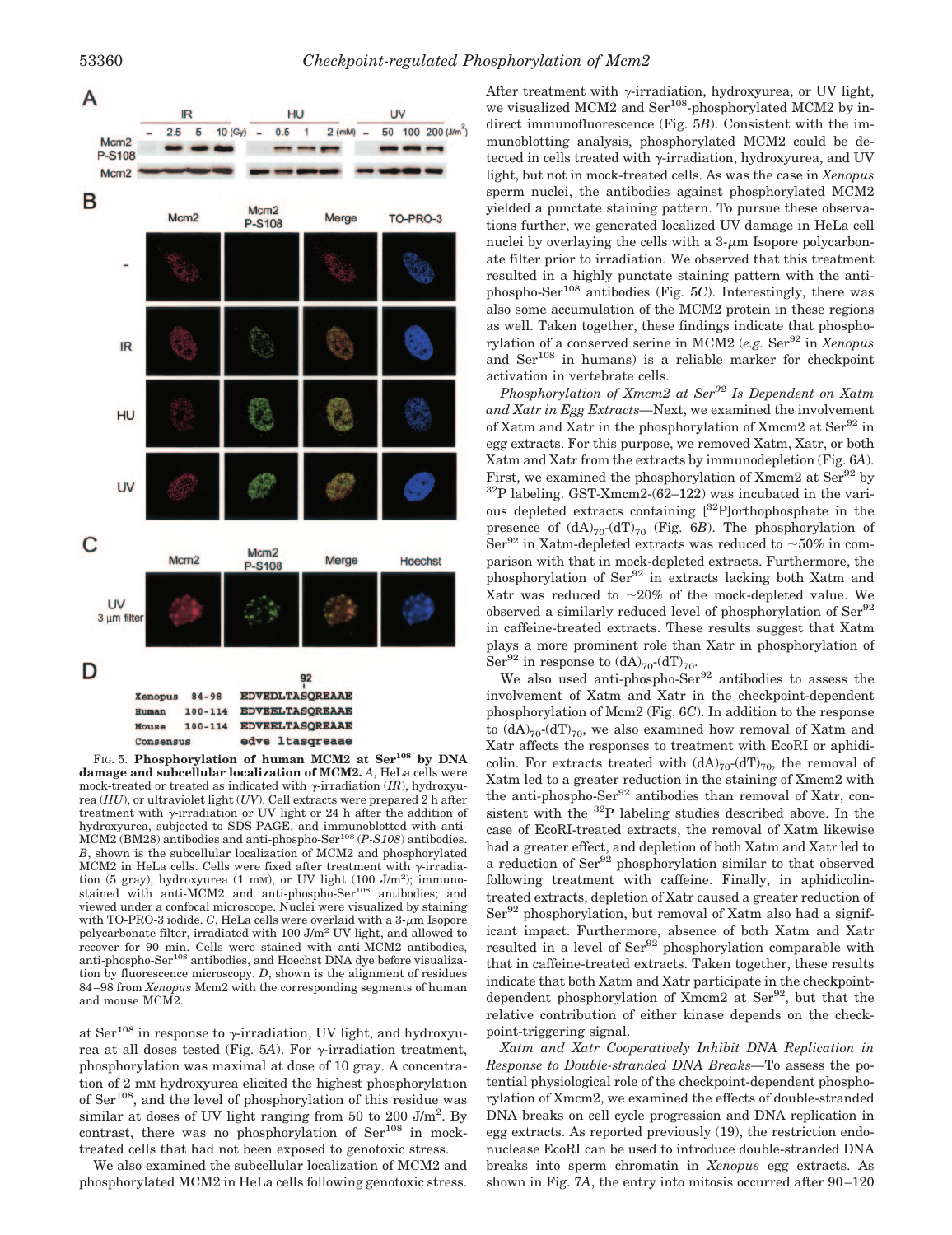FIG. 5. **Phosphorylation of human MCM2 at Ser[108] by DNA damage and subcellular localization of MCM2.** *A*, HeLa cells were mock-treated or treated as indicated with γ-irradiation (*IR*), hydroxyurea (*HU*), or ultraviolet light (*UV*). Cell extracts were prepared 2 h after treatment with γ-irradiation or UV light or 24 h after the addition of hydroxyurea, subjected to SDS-PAGE, and immunoblotted with anti-MCM2 (BM28) antibodies and anti-phospho-Ser[108] (*P-S108*) antibodies. *B*, shown is the subcellular localization of MCM2 and phosphorylated MCM2 in HeLa cells. Cells were fixed after treatment with γ-irradiation (5 gray), hydroxyurea (1 mM), or UV light (100 J/m²); immunostained with anti-MCM2 and anti-phospho-Ser[108] antibodies; and viewed under a confocal microscope. Nuclei were visualized by staining with TO-PRO-3 iodide. *C*, HeLa cells were overlaid with a 3-μm Isopore polycarbonate filter, irradiated with 100 J/m² UV light, and allowed to recover for 90 min. Cells were stained with anti-MCM2 antibodies, anti-phospho-Ser[108] antibodies, and Hoechst DNA dye before visualization by fluorescence microscopy. *D*, shown is the alignment of residues 84–98 from *Xenopus* Mcm2 with the corresponding segments of human and mouse MCM2.

at Ser[108] in response to γ-irradiation, UV light, and hydroxyurea at all doses tested (Fig. 5*A*). For γ-irradiation treatment, phosphorylation was maximal at dose of 10 gray. A concentration of 2 mM hydroxyurea elicited the highest phosphorylation of Ser[108], and the level of phosphorylation of this residue was similar at doses of UV light ranging from 50 to 200 J/m². By contrast, there was no phosphorylation of Ser[108] in mock-treated cells that had not been exposed to genotoxic stress.

We also examined the subcellular localization of MCM2 and phosphorylated MCM2 in HeLa cells following genotoxic stress. After treatment with γ-irradiation, hydroxyurea, or UV light, we visualized MCM2 and Ser[108]-phosphorylated MCM2 by indirect immunofluorescence (Fig. 5*B*). Consistent with the immunoblotting analysis, phosphorylated MCM2 could be detected in cells treated with γ-irradiation, hydroxyurea, and UV light, but not in mock-treated cells. As was the case in *Xenopus* sperm nuclei, the antibodies against phosphorylated MCM2 yielded a punctate staining pattern. To pursue these observations further, we generated localized UV damage in HeLa cell nuclei by overlaying the cells with a 3-μm Isopore polycarbonate filter prior to irradiation. We observed that this treatment resulted in a highly punctate staining pattern with the anti-phospho-Ser[108] antibodies (Fig. 5*C*). Interestingly, there was also some accumulation of the MCM2 protein in these regions as well. Taken together, these findings indicate that phosphorylation of a conserved serine in MCM2 (*e.g.* Ser[92] in *Xenopus* and Ser[108] in humans) is a reliable marker for checkpoint activation in vertebrate cells.

*Phosphorylation of Xmcm2 at Ser[92] Is Dependent on Xatm and Xatr in Egg Extracts*—Next, we examined the involvement of Xatm and Xatr in the phosphorylation of Xmcm2 at Ser[92] in egg extracts. For this purpose, we removed Xatm, Xatr, or both Xatm and Xatr from the extracts by immunodepletion (Fig. 6*A*). First, we examined the phosphorylation of Xmcm2 at Ser[92] by $^{32}$P labeling. GST-Xmcm2-(62–122) was incubated in the various depleted extracts containing [$^{32}$P]orthophosphate in the presence of $(dA)_{70}$-$(dT)_{70}$ (Fig. 6*B*). The phosphorylation of Ser[92] in Xatm-depleted extracts was reduced to ~50% in comparison with that in mock-depleted extracts. Furthermore, the phosphorylation of Ser[92] in extracts lacking both Xatm and Xatr was reduced to ~20% of the mock-depleted value. We observed a similarly reduced level of phosphorylation of Ser[92] in caffeine-treated extracts. These results suggest that Xatm plays a more prominent role than Xatr in phosphorylation of Ser[92] in response to $(dA)_{70}$-$(dT)_{70}$.

We also used anti-phospho-Ser[92] antibodies to assess the involvement of Xatm and Xatr in the checkpoint-dependent phosphorylation of Mcm2 (Fig. 6*C*). In addition to the response to $(dA)_{70}$-$(dT)_{70}$, we also examined how removal of Xatm and Xatr affects the responses to treatment with EcoRI or aphidicolin. For extracts treated with $(dA)_{70}$-$(dT)_{70}$, the removal of Xatm led to a greater reduction in the staining of Xmcm2 with the anti-phospho-Ser[92] antibodies than removal of Xatr, consistent with the $^{32}$P labeling studies described above. In the case of EcoRI-treated extracts, the removal of Xatm likewise had a greater effect, and depletion of both Xatm and Xatr led to a reduction of Ser[92] phosphorylation similar to that observed following treatment with caffeine. Finally, in aphidicolin-treated extracts, depletion of Xatr caused a greater reduction of Ser[92] phosphorylation, but removal of Xatm also had a significant impact. Furthermore, absence of both Xatm and Xatr resulted in a level of Ser[92] phosphorylation comparable with that in caffeine-treated extracts. Taken together, these results indicate that both Xatm and Xatr participate in the checkpoint-dependent phosphorylation of Xmcm2 at Ser[92], but that the relative contribution of either kinase depends on the checkpoint-triggering signal.

*Xatm and Xatr Cooperatively Inhibit DNA Replication in Response to Double-stranded DNA Breaks*—To assess the potential physiological role of the checkpoint-dependent phosphorylation of Xmcm2, we examined the effects of double-stranded DNA breaks on cell cycle progression and DNA replication in egg extracts. As reported previously (19), the restriction endonuclease EcoRI can be used to introduce double-stranded DNA breaks into sperm chromatin in *Xenopus* egg extracts. As shown in Fig. 7*A*, the entry into mitosis occurred after 90–120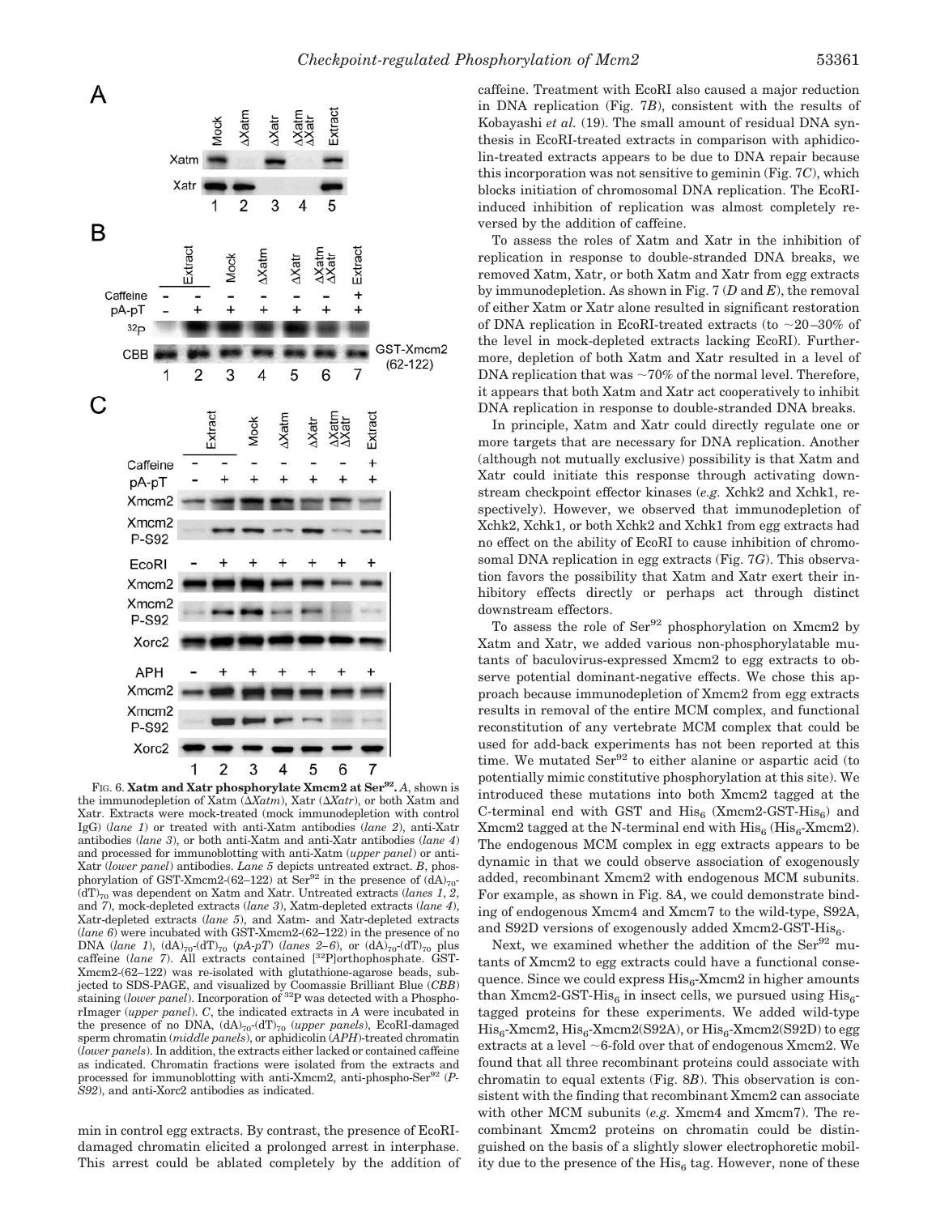FIG. 6. **Xatm and Xatr phosphorylate Xmcm2 at Ser[92].** *A*, shown is the immunodepletion of Xatm (*ΔXatm*), Xatr (*ΔXatr*), or both Xatm and Xatr. Extracts were mock-treated (mock immunodepletion with control IgG) (*lane 1*) or treated with anti-Xatm antibodies (*lane 2*), anti-Xatr antibodies (*lane 3*), or both anti-Xatm and anti-Xatr antibodies (*lane 4*) and processed for immunoblotting with anti-Xatm (*upper panel*) or anti-Xatr (*lower panel*) antibodies. *Lane 5* depicts untreated extract. *B*, phosphorylation of GST-Xmcm2-(62–122) at Ser[92] in the presence of $(dA)_{70}$-$(dT)_{70}$ was dependent on Xatm and Xatr. Untreated extracts (*lanes 1*, *2*, and *7*), mock-depleted extracts (*lane 3*), Xatm-depleted extracts (*lane 4*), Xatr-depleted extracts (*lane 5*), and Xatm- and Xatr-depleted extracts (*lane 6*) were incubated with GST-Xmcm2-(62–122) in the presence of no DNA (*lane 1*), $(dA)_{70}$-$(dT)_{70}$ (*pA-pT*) (*lanes 2–6*), or $(dA)_{70}$-$(dT)_{70}$ plus caffeine (*lane 7*). All extracts contained [$^{32}$P]orthophosphate. GST-Xmcm2-(62–122) was re-isolated with glutathione-agarose beads, subjected to SDS-PAGE, and visualized by Coomassie Brilliant Blue (*CBB*) staining (*lower panel*). Incorporation of $^{32}$P was detected with a PhosphorImager (*upper panel*). *C*, the indicated extracts in *A* were incubated in the presence of no DNA, $(dA)_{70}$-$(dT)_{70}$ (*upper panels*), EcoRI-damaged sperm chromatin (*middle panels*), or aphidicolin (*APH*)-treated chromatin (*lower panels*). In addition, the extracts either lacked or contained caffeine as indicated. Chromatin fractions were isolated from the extracts and processed for immunoblotting with anti-Xmcm2, anti-phospho-Ser[92] (*P-S92*), and anti-Xorc2 antibodies as indicated.

min in control egg extracts. By contrast, the presence of EcoRI-damaged chromatin elicited a prolonged arrest in interphase. This arrest could be ablated completely by the addition of caffeine. Treatment with EcoRI also caused a major reduction in DNA replication (Fig. 7*B*), consistent with the results of Kobayashi *et al.* (19). The small amount of residual DNA synthesis in EcoRI-treated extracts in comparison with aphidicolin-treated extracts appears to be due to DNA repair because this incorporation was not sensitive to geminin (Fig. 7*C*), which blocks initiation of chromosomal DNA replication. The EcoRI-induced inhibition of replication was almost completely reversed by the addition of caffeine.

To assess the roles of Xatm and Xatr in the inhibition of replication in response to double-stranded DNA breaks, we removed Xatm, Xatr, or both Xatm and Xatr from egg extracts by immunodepletion. As shown in Fig. 7 (*D* and *E*), the removal of either Xatm or Xatr alone resulted in significant restoration of DNA replication in EcoRI-treated extracts (to ~20–30% of the level in mock-depleted extracts lacking EcoRI). Furthermore, depletion of both Xatm and Xatr resulted in a level of DNA replication that was ~70% of the normal level. Therefore, it appears that both Xatm and Xatr act cooperatively to inhibit DNA replication in response to double-stranded DNA breaks.

In principle, Xatm and Xatr could directly regulate one or more targets that are necessary for DNA replication. Another (although not mutually exclusive) possibility is that Xatm and Xatr could initiate this response through activating downstream checkpoint effector kinases (*e.g.* Xchk2 and Xchk1, respectively). However, we observed that immunodepletion of Xchk2, Xchk1, or both Xchk2 and Xchk1 from egg extracts had no effect on the ability of EcoRI to cause inhibition of chromosomal DNA replication in egg extracts (Fig. 7*G*). This observation favors the possibility that Xatm and Xatr exert their inhibitory effects directly or perhaps act through distinct downstream effectors.

To assess the role of Ser[92] phosphorylation on Xmcm2 by Xatm and Xatr, we added various non-phosphorylatable mutants of baculovirus-expressed Xmcm2 to egg extracts to observe potential dominant-negative effects. We chose this approach because immunodepletion of Xmcm2 from egg extracts results in removal of the entire MCM complex, and functional reconstitution of any vertebrate MCM complex that could be used for add-back experiments has not been reported at this time. We mutated Ser[92] to either alanine or aspartic acid (to potentially mimic constitutive phosphorylation at this site). We introduced these mutations into both Xmcm2 tagged at the C-terminal end with GST and $His_6$ (Xmcm2-GST-$His_6$) and Xmcm2 tagged at the N-terminal end with $His_6$ ($His_6$-Xmcm2). The endogenous MCM complex in egg extracts appears to be dynamic in that we could observe association of exogenously added, recombinant Xmcm2 with endogenous MCM subunits. For example, as shown in Fig. 8*A*, we could demonstrate binding of endogenous Xmcm4 and Xmcm7 to the wild-type, S92A, and S92D versions of exogenously added Xmcm2-GST-$His_6$.

Next, we examined whether the addition of the Ser[92] mutants of Xmcm2 to egg extracts could have a functional consequence. Since we could express $His_6$-Xmcm2 in higher amounts than Xmcm2-GST-$His_6$ in insect cells, we pursued using $His_6$-tagged proteins for these experiments. We added wild-type $His_6$-Xmcm2, $His_6$-Xmcm2(S92A), or $His_6$-Xmcm2(S92D) to egg extracts at a level ~6-fold over that of endogenous Xmcm2. We found that all three recombinant proteins could associate with chromatin to equal extents (Fig. 8*B*). This observation is consistent with the finding that recombinant Xmcm2 can associate with other MCM subunits (*e.g.* Xmcm4 and Xmcm7). The recombinant Xmcm2 proteins on chromatin could be distinguished on the basis of a slightly slower electrophoretic mobility due to the presence of the $His_6$ tag. However, none of these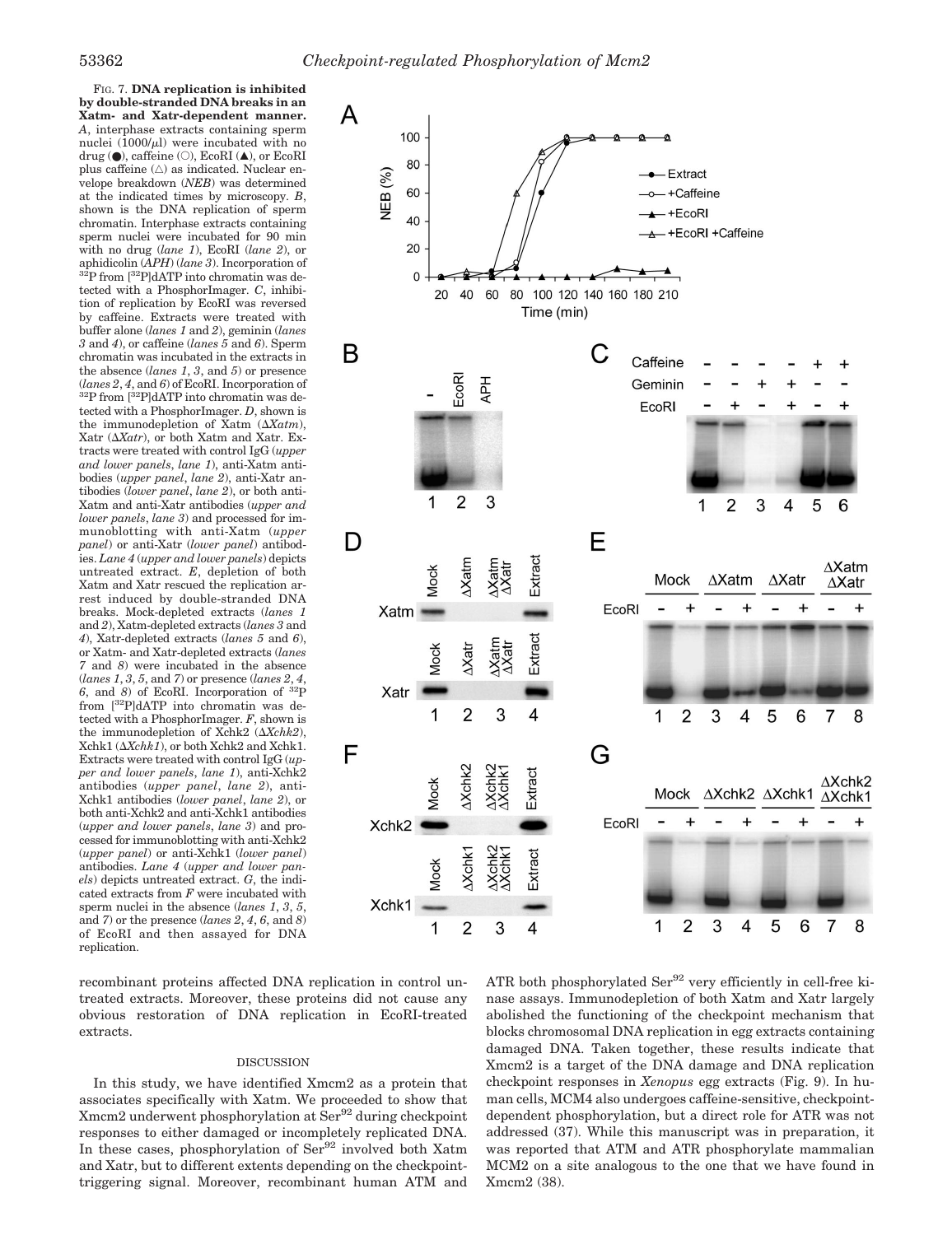FIG. 7. **DNA replication is inhibited by double-stranded DNA breaks in an Xatm- and Xatr-dependent manner.** *A*, interphase extracts containing sperm nuclei (1000/μl) were incubated with no drug (●), caffeine (○), EcoRI (▲), or EcoRI plus caffeine (△) as indicated. Nuclear envelope breakdown (*NEB*) was determined at the indicated times by microscopy. *B*, shown is the DNA replication of sperm chromatin. Interphase extracts containing sperm nuclei were incubated for 90 min with no drug (*lane 1*), EcoRI (*lane 2*), or aphidicolin (*APH*) (*lane 3*). Incorporation of $^{32}$P from [$^{32}$P]dATP into chromatin was detected with a PhosphorImager. *C*, inhibition of replication by EcoRI was reversed by caffeine. Extracts were treated with buffer alone (*lanes 1* and *2*), geminin (*lanes 3* and *4*), or caffeine (*lanes 5* and *6*). Sperm chromatin was incubated in the extracts in the absence (*lanes 1*, *3*, and *5*) or presence (*lanes 2*, *4*, and *6*) of EcoRI. Incorporation of $^{32}$P from [$^{32}$P]dATP into chromatin was detected with a PhosphorImager. *D*, shown is the immunodepletion of Xatm (*ΔXatm*), Xatr (*ΔXatr*), or both Xatm and Xatr. Extracts were treated with control IgG (*upper and lower panels*, *lane 1*), anti-Xatm antibodies (*upper panel*, *lane 2*), anti-Xatr antibodies (*lower panel*, *lane 2*), or both anti-Xatm and anti-Xatr antibodies (*upper and lower panels*, *lane 3*) and processed for immunoblotting with anti-Xatm (*upper panel*) or anti-Xatr (*lower panel*) antibodies. *Lane 4* (*upper and lower panels*) depicts untreated extract. *E*, depletion of both Xatm and Xatr rescued the replication arrest induced by double-stranded DNA breaks. Mock-depleted extracts (*lanes 1* and *2*), Xatm-depleted extracts (*lanes 3* and *4*), Xatr-depleted extracts (*lanes 5* and *6*), or Xatm- and Xatr-depleted extracts (*lanes 7* and *8*) were incubated in the absence (*lanes 1*, *3*, *5*, and *7*) or presence (*lanes 2*, *4*, *6*, and *8*) of EcoRI. Incorporation of $^{32}$P from [$^{32}$P]dATP into chromatin was detected with a PhosphorImager. *F*, shown is the immunodepletion of Xchk2 (*ΔXchk2*), Xchk1 (*ΔXchk1*), or both Xchk2 and Xchk1. Extracts were treated with control IgG (*upper and lower panels*, *lane 1*), anti-Xchk2 antibodies (*upper panel*, *lane 2*), anti-Xchk1 antibodies (*lower panel*, *lane 2*), or both anti-Xchk2 and anti-Xchk1 antibodies (*upper and lower panels*, *lane 3*) and processed for immunoblotting with anti-Xchk2 (*upper panel*) or anti-Xchk1 (*lower panel*) antibodies. *Lane 4* (*upper and lower panels*) depicts untreated extract. *G*, the indicated extracts from *F* were incubated with sperm nuclei in the absence (*lanes 1*, *3*, *5*, and *7*) or the presence (*lanes 2*, *4*, *6*, and *8*) of EcoRI and then assayed for DNA replication.

recombinant proteins affected DNA replication in control untreated extracts. Moreover, these proteins did not cause any obvious restoration of DNA replication in EcoRI-treated extracts.

## DISCUSSION

In this study, we have identified Xmcm2 as a protein that associates specifically with Xatm. We proceeded to show that Xmcm2 underwent phosphorylation at Ser[92] during checkpoint responses to either damaged or incompletely replicated DNA. In these cases, phosphorylation of Ser[92] involved both Xatm and Xatr, but to different extents depending on the checkpoint-triggering signal. Moreover, recombinant human ATM and ATR both phosphorylated Ser[92] very efficiently in cell-free kinase assays. Immunodepletion of both Xatm and Xatr largely abolished the functioning of the checkpoint mechanism that blocks chromosomal DNA replication in egg extracts containing damaged DNA. Taken together, these results indicate that Xmcm2 is a target of the DNA damage and DNA replication checkpoint responses in *Xenopus* egg extracts (Fig. 9). In human cells, MCM4 also undergoes caffeine-sensitive, checkpoint-dependent phosphorylation, but a direct role for ATR was not addressed (37). While this manuscript was in preparation, it was reported that ATM and ATR phosphorylate mammalian MCM2 on a site analogous to the one that we have found in Xmcm2 (38).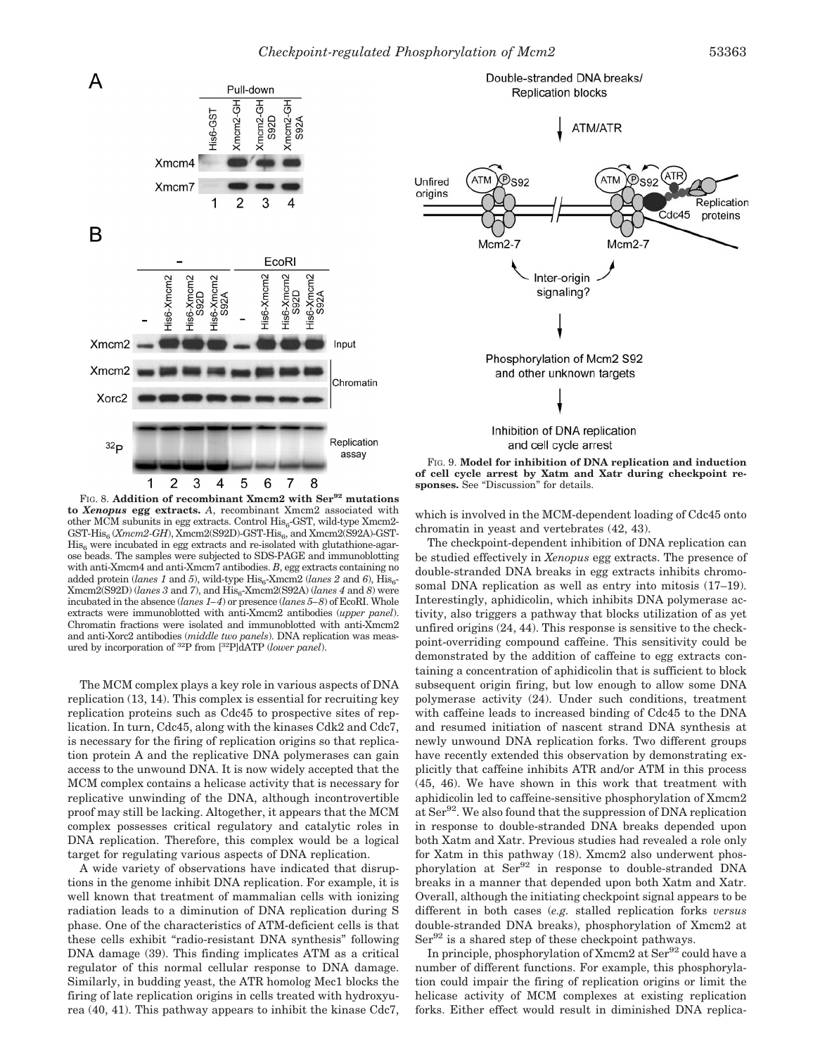FIG. 8. **Addition of recombinant Xmcm2 with Ser[92] mutations to *Xenopus* egg extracts.** *A*, recombinant Xmcm2 associated with other MCM subunits in egg extracts. Control $His_6$-GST, wild-type Xmcm2-GST-$His_6$ (*Xmcm2-GH*), Xmcm2(S92D)-GST-$His_6$, and Xmcm2(S92A)-GST-$His_6$ were incubated in egg extracts and re-isolated with glutathione-agarose beads. The samples were subjected to SDS-PAGE and immunoblotting with anti-Xmcm4 and anti-Xmcm7 antibodies. *B*, egg extracts containing no added protein (*lanes 1* and *5*), wild-type $His_6$-Xmcm2 (*lanes 2* and *6*), $His_6$-Xmcm2(S92D) (*lanes 3* and *7*), and $His_6$-Xmcm2(S92A) (*lanes 4* and *8*) were incubated in the absence (*lanes 1–4*) or presence (*lanes 5–8*) of EcoRI. Whole extracts were immunoblotted with anti-Xmcm2 antibodies (*upper panel*). Chromatin fractions were isolated and immunoblotted with anti-Xmcm2 and anti-Xorc2 antibodies (*middle two panels*). DNA replication was measured by incorporation of $^{32}P$ from [$^{32}P$]dATP (*lower panel*).

FIG. 9. **Model for inhibition of DNA replication and induction of cell cycle arrest by Xatm and Xatr during checkpoint responses.** See "Discussion" for details.

The MCM complex plays a key role in various aspects of DNA replication (13, 14). This complex is essential for recruiting key replication proteins such as Cdc45 to prospective sites of replication. In turn, Cdc45, along with the kinases Cdk2 and Cdc7, is necessary for the firing of replication origins so that replication protein A and the replicative DNA polymerases can gain access to the unwound DNA. It is now widely accepted that the MCM complex contains a helicase activity that is necessary for replicative unwinding of the DNA, although incontrovertible proof may still be lacking. Altogether, it appears that the MCM complex possesses critical regulatory and catalytic roles in DNA replication. Therefore, this complex would be a logical target for regulating various aspects of DNA replication.

A wide variety of observations have indicated that disruptions in the genome inhibit DNA replication. For example, it is well known that treatment of mammalian cells with ionizing radiation leads to a diminution of DNA replication during S phase. One of the characteristics of ATM-deficient cells is that these cells exhibit "radio-resistant DNA synthesis" following DNA damage (39). This finding implicates ATM as a critical regulator of this normal cellular response to DNA damage. Similarly, in budding yeast, the ATR homolog Mec1 blocks the firing of late replication origins in cells treated with hydroxyurea (40, 41). This pathway appears to inhibit the kinase Cdc7, which is involved in the MCM-dependent loading of Cdc45 onto chromatin in yeast and vertebrates (42, 43).

The checkpoint-dependent inhibition of DNA replication can be studied effectively in *Xenopus* egg extracts. The presence of double-stranded DNA breaks in egg extracts inhibits chromosomal DNA replication as well as entry into mitosis (17–19). Interestingly, aphidicolin, which inhibits DNA polymerase activity, also triggers a pathway that blocks utilization of as yet unfired origins (24, 44). This response is sensitive to the checkpoint-overriding compound caffeine. This sensitivity could be demonstrated by the addition of caffeine to egg extracts containing a concentration of aphidicolin that is sufficient to block subsequent origin firing, but low enough to allow some DNA polymerase activity (24). Under such conditions, treatment with caffeine leads to increased binding of Cdc45 to the DNA and resumed initiation of nascent strand DNA synthesis at newly unwound DNA replication forks. Two different groups have recently extended this observation by demonstrating explicitly that caffeine inhibits ATR and/or ATM in this process (45, 46). We have shown in this work that treatment with aphidicolin led to caffeine-sensitive phosphorylation of Xmcm2 at Ser[92]. We also found that the suppression of DNA replication in response to double-stranded DNA breaks depended upon both Xatm and Xatr. Previous studies had revealed a role only for Xatm in this pathway (18). Xmcm2 also underwent phosphorylation at Ser[92] in response to double-stranded DNA breaks in a manner that depended upon both Xatm and Xatr. Overall, although the initiating checkpoint signal appears to be different in both cases (*e.g.* stalled replication forks *versus* double-stranded DNA breaks), phosphorylation of Xmcm2 at Ser[92] is a shared step of these checkpoint pathways.

In principle, phosphorylation of Xmcm2 at Ser[92] could have a number of different functions. For example, this phosphorylation could impair the firing of replication origins or limit the helicase activity of MCM complexes at existing replication forks. Either effect would result in diminished DNA replica-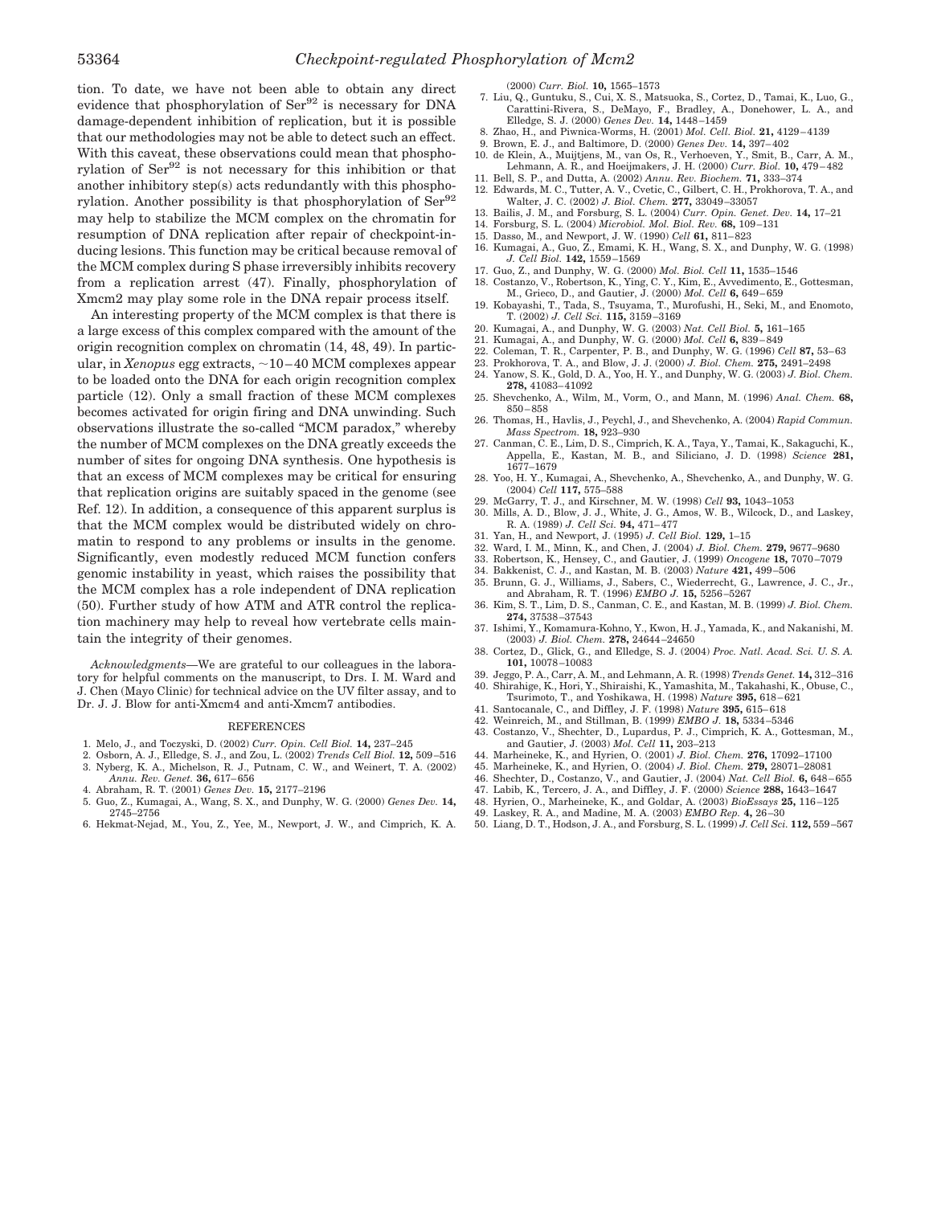tion. To date, we have not been able to obtain any direct evidence that phosphorylation of Ser[92] is necessary for DNA damage-dependent inhibition of replication, but it is possible that our methodologies may not be able to detect such an effect. With this caveat, these observations could mean that phosphorylation of Ser[92] is not necessary for this inhibition or that another inhibitory step(s) acts redundantly with this phosphorylation. Another possibility is that phosphorylation of Ser[92] may help to stabilize the MCM complex on the chromatin for resumption of DNA replication after repair of checkpoint-inducing lesions. This function may be critical because removal of the MCM complex during S phase irreversibly inhibits recovery from a replication arrest (47). Finally, phosphorylation of Xmcm2 may play some role in the DNA repair process itself.

An interesting property of the MCM complex is that there is a large excess of this complex compared with the amount of the origin recognition complex on chromatin (14, 48, 49). In particular, in *Xenopus* egg extracts, ~10–40 MCM complexes appear to be loaded onto the DNA for each origin recognition complex particle (12). Only a small fraction of these MCM complexes becomes activated for origin firing and DNA unwinding. Such observations illustrate the so-called "MCM paradox," whereby the number of MCM complexes on the DNA greatly exceeds the number of sites for ongoing DNA synthesis. One hypothesis is that an excess of MCM complexes may be critical for ensuring that replication origins are suitably spaced in the genome (see Ref. 12). In addition, a consequence of this apparent surplus is that the MCM complex would be distributed widely on chromatin to respond to any problems or insults in the genome. Significantly, even modestly reduced MCM function confers genomic instability in yeast, which raises the possibility that the MCM complex has a role independent of DNA replication (50). Further study of how ATM and ATR control the replication machinery may help to reveal how vertebrate cells maintain the integrity of their genomes.

*Acknowledgments*—We are grateful to our colleagues in the laboratory for helpful comments on the manuscript, to Drs. I. M. Ward and J. Chen (Mayo Clinic) for technical advice on the UV filter assay, and to Dr. J. J. Blow for anti-Xmcm4 and anti-Xmcm7 antibodies.

## REFERENCES

1. Melo, J., and Toczyski, D. (2002) *Curr. Opin. Cell Biol.* **14,** 237–245
2. Osborn, A. J., Elledge, S. J., and Zou, L. (2002) *Trends Cell Biol.* **12,** 509–516
3. Nyberg, K. A., Michelson, R. J., Putnam, C. W., and Weinert, T. A. (2002) *Annu. Rev. Genet.* **36,** 617–656
4. Abraham, R. T. (2001) *Genes Dev.* **15,** 2177–2196
5. Guo, Z., Kumagai, A., Wang, S. X., and Dunphy, W. G. (2000) *Genes Dev.* **14,** 2745–2756
6. Hekmat-Nejad, M., You, Z., Yee, M., Newport, J. W., and Cimprich, K. A. (2000) *Curr. Biol.* **10,** 1565–1573
7. Liu, Q., Guntuku, S., Cui, X. S., Matsuoka, S., Cortez, D., Tamai, K., Luo, G., Carattini-Rivera, S., DeMayo, F., Bradley, A., Donehower, L. A., and Elledge, S. J. (2000) *Genes Dev.* **14,** 1448–1459
8. Zhao, H., and Piwnica-Worms, H. (2001) *Mol. Cell. Biol.* **21,** 4129–4139
9. Brown, E. J., and Baltimore, D. (2000) *Genes Dev.* **14,** 397–402
10. de Klein, A., Muijtjens, M., van Os, R., Verhoeven, Y., Smit, B., Carr, A. M., Lehmann, A. R., and Hoeijmakers, J. H. (2000) *Curr. Biol.* **10,** 479–482
11. Bell, S. P., and Dutta, A. (2002) *Annu. Rev. Biochem.* **71,** 333–374
12. Edwards, M. C., Tutter, A. V., Cvetic, C., Gilbert, C. H., Prokhorova, T. A., and Walter, J. C. (2002) *J. Biol. Chem.* **277,** 33049–33057
13. Bailis, J. M., and Forsburg, S. L. (2004) *Curr. Opin. Genet. Dev.* **14,** 17–21
14. Forsburg, S. L. (2004) *Microbiol. Mol. Biol. Rev.* **68,** 109–131
15. Dasso, M., and Newport, J. W. (1990) *Cell* **61,** 811–823
16. Kumagai, A., Guo, Z., Emami, K. H., Wang, S. X., and Dunphy, W. G. (1998) *J. Cell Biol.* **142,** 1559–1569
17. Guo, Z., and Dunphy, W. G. (2000) *Mol. Biol. Cell* **11,** 1535–1546
18. Costanzo, V., Robertson, K., Ying, C. Y., Kim, E., Avvedimento, E., Gottesman, M., Grieco, D., and Gautier, J. (2000) *Mol. Cell* **6,** 649–659
19. Kobayashi, T., Tada, S., Tsuyama, T., Murofushi, H., Seki, M., and Enomoto, T. (2002) *J. Cell Sci.* **115,** 3159–3169
20. Kumagai, A., and Dunphy, W. G. (2003) *Nat. Cell Biol.* **5,** 161–165
21. Kumagai, A., and Dunphy, W. G. (2000) *Mol. Cell* **6,** 839–849
22. Coleman, T. R., Carpenter, P. B., and Dunphy, W. G. (1996) *Cell* **87,** 53–63
23. Prokhorova, T. A., and Blow, J. J. (2000) *J. Biol. Chem.* **275,** 2491–2498
24. Yanow, S. K., Gold, D. A., Yoo, H. Y., and Dunphy, W. G. (2003) *J. Biol. Chem.* **278,** 41083–41092
25. Shevchenko, A., Wilm, M., Vorm, O., and Mann, M. (1996) *Anal. Chem.* **68,** 850–858
26. Thomas, H., Havlis, J., Peychl, J., and Shevchenko, A. (2004) *Rapid Commun. Mass Spectrom.* **18,** 923–930
27. Canman, C. E., Lim, D. S., Cimprich, K. A., Taya, Y., Tamai, K., Sakaguchi, K., Appella, E., Kastan, M. B., and Siliciano, J. D. (1998) *Science* **281,** 1677–1679
28. Yoo, H. Y., Kumagai, A., Shevchenko, A., Shevchenko, A., and Dunphy, W. G. (2004) *Cell* **117,** 575–588
29. McGarry, T. J., and Kirschner, M. W. (1998) *Cell* **93,** 1043–1053
30. Mills, A. D., Blow, J. J., White, J. G., Amos, W. B., Wilcock, D., and Laskey, R. A. (1989) *J. Cell Sci.* **94,** 471–477
31. Yan, H., and Newport, J. (1995) *J. Cell Biol.* **129,** 1–15
32. Ward, I. M., Minn, K., and Chen, J. (2004) *J. Biol. Chem.* **279,** 9677–9680
33. Robertson, K., Hensey, C., and Gautier, J. (1999) *Oncogene* **18,** 7070–7079
34. Bakkenist, C. J., and Kastan, M. B. (2003) *Nature* **421,** 499–506
35. Brunn, G. J., Williams, J., Sabers, C., Wiederrecht, G., Lawrence, J. C., Jr., and Abraham, R. T. (1996) *EMBO J.* **15,** 5256–5267
36. Kim, S. T., Lim, D. S., Canman, C. E., and Kastan, M. B. (1999) *J. Biol. Chem.* **274,** 37538–37543
37. Ishimi, Y., Komamura-Kohno, Y., Kwon, H. J., Yamada, K., and Nakanishi, M. (2003) *J. Biol. Chem.* **278,** 24644–24650
38. Cortez, D., Glick, G., and Elledge, S. J. (2004) *Proc. Natl. Acad. Sci. U. S. A.* **101,** 10078–10083
39. Jeggo, P. A., Carr, A. M., and Lehmann, A. R. (1998) *Trends Genet.* **14,** 312–316
40. Shirahige, K., Hori, Y., Shiraishi, K., Yamashita, M., Takahashi, K., Obuse, C., Tsurimoto, T., and Yoshikawa, H. (1998) *Nature* **395,** 618–621
41. Santocanale, C., and Diffley, J. F. (1998) *Nature* **395,** 615–618
42. Weinreich, M., and Stillman, B. (1999) *EMBO J.* **18,** 5334–5346
43. Costanzo, V., Shechter, D., Lupardus, P. J., Cimprich, K. A., Gottesman, M., and Gautier, J. (2003) *Mol. Cell* **11,** 203–213
44. Marheineke, K., and Hyrien, O. (2001) *J. Biol. Chem.* **276,** 17092–17100
45. Marheineke, K., and Hyrien, O. (2004) *J. Biol. Chem.* **279,** 28071–28081
46. Shechter, D., Costanzo, V., and Gautier, J. (2004) *Nat. Cell Biol.* **6,** 648–655
47. Labib, K., Tercero, J. A., and Diffley, J. F. (2000) *Science* **288,** 1643–1647
48. Hyrien, O., Marheineke, K., and Goldar, A. (2003) *BioEssays* **25,** 116–125
49. Laskey, R. A., and Madine, M. A. (2003) *EMBO Rep.* **4,** 26–30
50. Liang, D. T., Hodson, J. A., and Forsburg, S. L. (1999) *J. Cell Sci.* **112,** 559–567